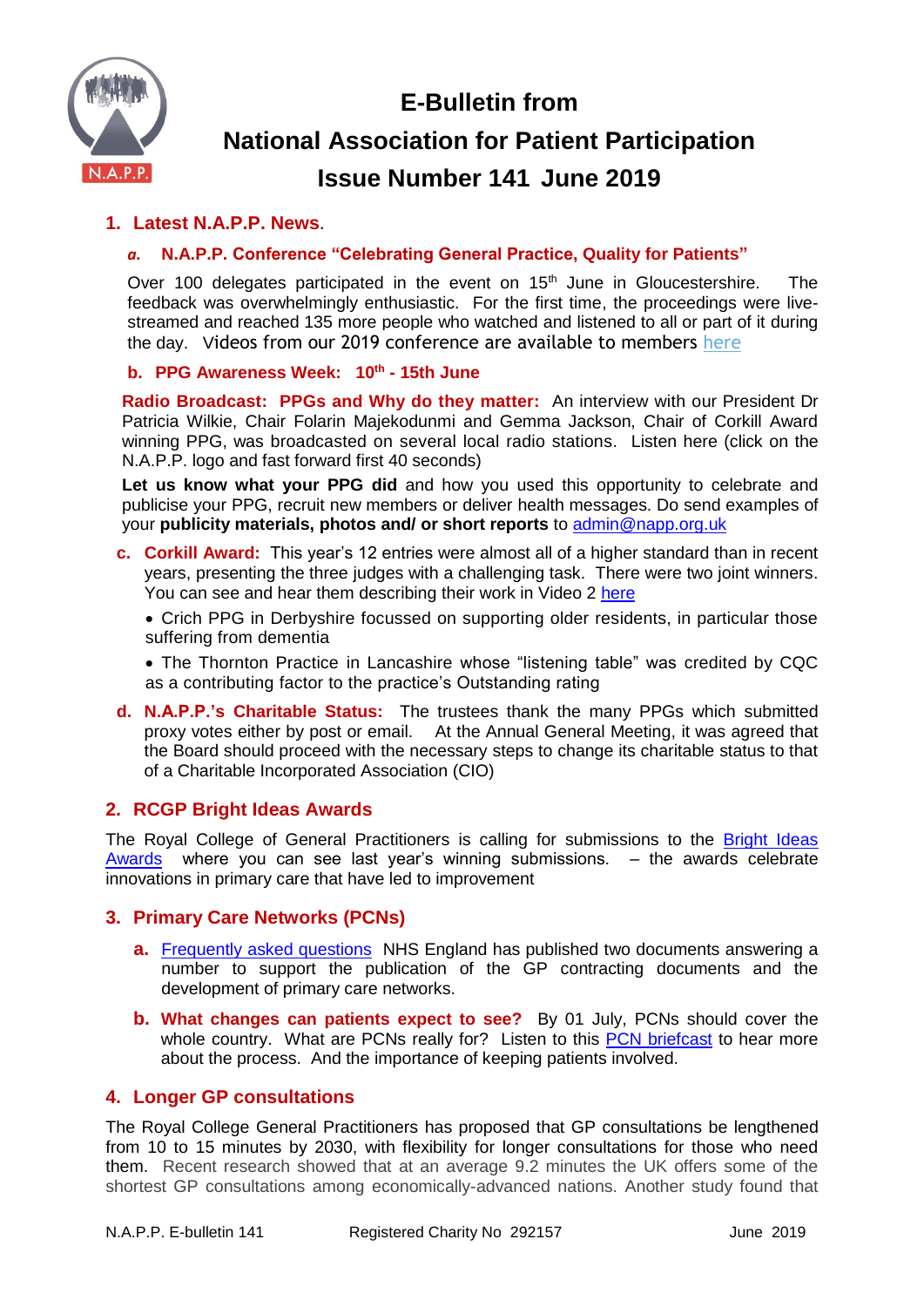# E-Bulletin from

# National Association for Patient Participation

# Issue Number 141 June 2019

## 1. Latest N.A.P.P. News.

### a. N.A.P.P. Conference "Celebrating General Practice, Quality for Patients"

Over 100 delegates participated in the event on 15th June in Gloucestershire. The feedback was overwhelmingly enthusiastic. For the first time, the proceedings were live-streamed and reached 135 more people who watched and listened to all or part of it during the day. Videos from our 2019 conference are available to members here

### b. PPG Awareness Week: 10th - 15th June

**Radio Broadcast: PPGs and Why do they matter:** An interview with our President Dr Patricia Wilkie, Chair Folarin Majekodunmi and Gemma Jackson, Chair of Corkill Award winning PPG, was broadcast on several local radio stations. Listen here (click on the N.A.P.P. logo and fast forward first 40 seconds)

**Let us know what your PPG did** and how you used this opportunity to celebrate and publicise your PPG, recruit new members or deliver health messages. Do send examples of your **publicity materials, photos and/ or short reports** to admin@napp.org.uk

### c. Corkill Award:

This year's 12 entries were almost all of a higher standard than in recent years, presenting the three judges with a challenging task. There were two joint winners. You can see and hear them describing their work in Video 2 here

- Crich PPG in Derbyshire focussed on supporting older residents, in particular those suffering from dementia
- The Thornton Practice in Lancashire whose "listening table" was credited by CQC as a contributing factor to the practice's Outstanding rating

### d. N.A.P.P.'s Charitable Status:

The trustees thank the many PPGs which submitted proxy votes either by post or email. At the Annual General Meeting, it was agreed that the Board should proceed with the necessary steps to change its charitable status to that of a Charitable Incorporated Association (CIO)

## 2. RCGP Bright Ideas Awards

The Royal College of General Practitioners is calling for submissions to the Bright Ideas Awards where you can see last year's winning submissions. – the awards celebrate innovations in primary care that have led to improvement

## 3. Primary Care Networks (PCNs)

**a.** Frequently asked questions NHS England has published two documents answering a number to support the publication of the GP contracting documents and the development of primary care networks.

**b. What changes can patients expect to see?** By 01 July, PCNs should cover the whole country. What are PCNs really for? Listen to this PCN briefcast to hear more about the process. And the importance of keeping patients involved.

## 4. Longer GP consultations

The Royal College General Practitioners has proposed that GP consultations be lengthened from 10 to 15 minutes by 2030, with flexibility for longer consultations for those who need them. Recent research showed that at an average 9.2 minutes the UK offers some of the shortest GP consultations among economically-advanced nations. Another study found that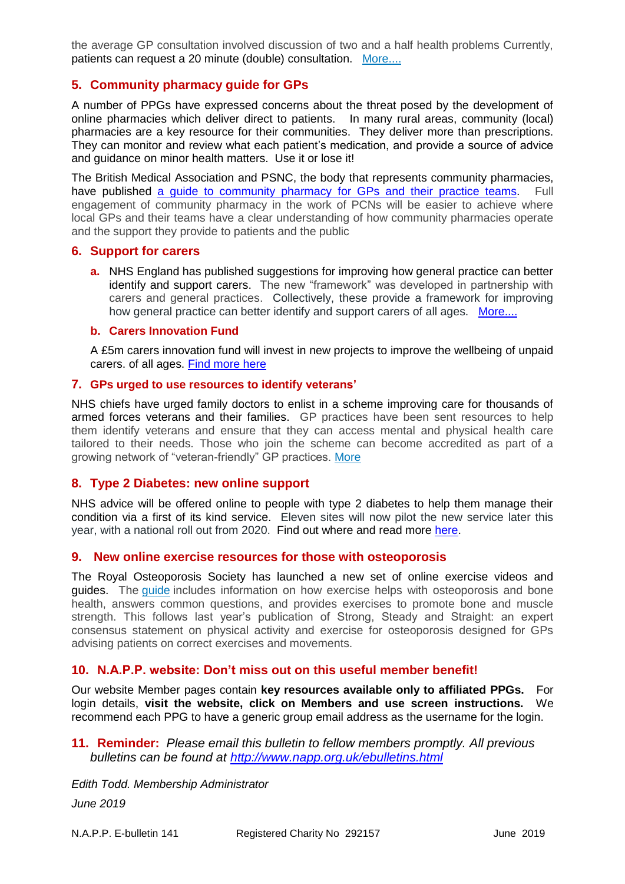the average GP consultation involved discussion of two and a half health problems Currently, patients can request a 20 minute (double) consultation. More....

## 5. Community pharmacy guide for GPs

A number of PPGs have expressed concerns about the threat posed by the development of online pharmacies which deliver direct to patients. In many rural areas, community (local) pharmacies are a key resource for their communities. They deliver more than prescriptions. They can monitor and review what each patient's medication, and provide a source of advice and guidance on minor health matters. Use it or lose it!

The British Medical Association and PSNC, the body that represents community pharmacies, have published a guide to community pharmacy for GPs and their practice teams. Full engagement of community pharmacy in the work of PCNs will be easier to achieve where local GPs and their teams have a clear understanding of how community pharmacies operate and the support they provide to patients and the public

## 6. Support for carers

**a.** NHS England has published suggestions for improving how general practice can better identify and support carers. The new "framework" was developed in partnership with carers and general practices. Collectively, these provide a framework for improving how general practice can better identify and support carers of all ages. More....

### b. Carers Innovation Fund

A £5m carers innovation fund will invest in new projects to improve the wellbeing of unpaid carers. of all ages. Find more here

## 7. GPs urged to use resources to identify veterans'

NHS chiefs have urged family doctors to enlist in a scheme improving care for thousands of armed forces veterans and their families. GP practices have been sent resources to help them identify veterans and ensure that they can access mental and physical health care tailored to their needs. Those who join the scheme can become accredited as part of a growing network of "veteran-friendly" GP practices. More

## 8. Type 2 Diabetes: new online support

NHS advice will be offered online to people with type 2 diabetes to help them manage their condition via a first of its kind service. Eleven sites will now pilot the new service later this year, with a national roll out from 2020. Find out where and read more here.

## 9. New online exercise resources for those with osteoporosis

The Royal Osteoporosis Society has launched a new set of online exercise videos and guides. The guide includes information on how exercise helps with osteoporosis and bone health, answers common questions, and provides exercises to promote bone and muscle strength. This follows last year's publication of Strong, Steady and Straight: an expert consensus statement on physical activity and exercise for osteoporosis designed for GPs advising patients on correct exercises and movements.

## 10. N.A.P.P. website: Don't miss out on this useful member benefit!

Our website Member pages contain **key resources available only to affiliated PPGs.** For login details, **visit the website, click on Members and use screen instructions.** We recommend each PPG to have a generic group email address as the username for the login.

## 11. Reminder: *Please email this bulletin to fellow members promptly. All previous bulletins can be found at http://www.napp.org.uk/ebulletins.html*

*Edith Todd. Membership Administrator*

*June 2019*

N.A.P.P. E-bulletin 141 Registered Charity No 292157 June 2019